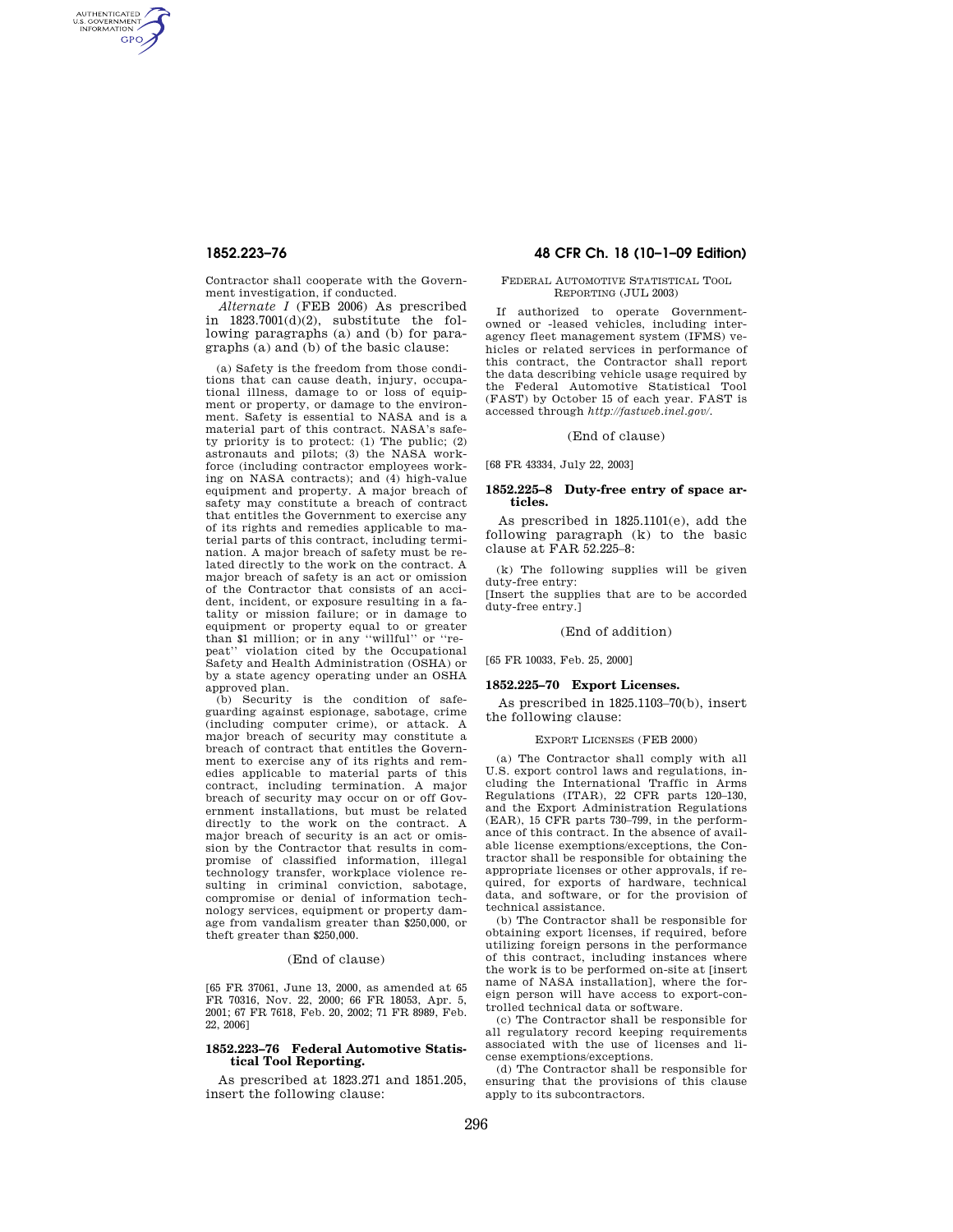Contractor shall cooperate with the Government investigation, if conducted.

*Alternate I* (FEB 2006) As prescribed in 1823.7001(d)(2), substitute the following paragraphs (a) and (b) for paragraphs (a) and (b) of the basic clause:

(a) Safety is the freedom from those conditions that can cause death, injury, occupational illness, damage to or loss of equipment or property, or damage to the environment. Safety is essential to NASA and is a material part of this contract. NASA's safety priority is to protect: (1) The public; (2) astronauts and pilots; (3) the NASA workforce (including contractor employees working on NASA contracts); and (4) high-value equipment and property. A major breach of safety may constitute a breach of contract that entitles the Government to exercise any of its rights and remedies applicable to material parts of this contract, including termination. A major breach of safety must be related directly to the work on the contract. A major breach of safety is an act or omission of the Contractor that consists of an accident, incident, or exposure resulting in a fatality or mission failure; or in damage to equipment or property equal to or greater than $1 million; or in any ''willful'' or ''repeat'' violation cited by the Occupational Safety and Health Administration (OSHA) or by a state agency operating under an OSHA approved plan.

(b) Security is the condition of safeguarding against espionage, sabotage, crime (including computer crime), or attack. A major breach of security may constitute a breach of contract that entitles the Government to exercise any of its rights and remedies applicable to material parts of this contract, including termination. A major breach of security may occur on or off Government installations, but must be related directly to the work on the contract. A major breach of security is an act or omission by the Contractor that results in compromise of classified information, illegal technology transfer, workplace violence resulting in criminal conviction, sabotage, compromise or denial of information technology services, equipment or property damage from vandalism greater than $250,000, or theft greater than $250,000.

(End of clause)

[65 FR 37061, June 13, 2000, as amended at 65 FR 70316, Nov. 22, 2000; 66 FR 18053, Apr. 5, 2001; 67 FR 7618, Feb. 20, 2002; 71 FR 8989, Feb. 22, 2006]

### 1852.223–76 Federal Automotive Statistical Tool Reporting.

As prescribed at 1823.271 and 1851.205, insert the following clause:

FEDERAL AUTOMOTIVE STATISTICAL TOOL REPORTING (JUL 2003)

If authorized to operate Government-owned or -leased vehicles, including interagency fleet management system (IFMS) vehicles or related services in performance of this contract, the Contractor shall report the data describing vehicle usage required by the Federal Automotive Statistical Tool (FAST) by October 15 of each year. FAST is accessed through *http://fastweb.inel.gov/*.

(End of clause)

[68 FR 43334, July 22, 2003]

### 1852.225–8 Duty-free entry of space articles.

As prescribed in 1825.1101(e), add the following paragraph (k) to the basic clause at FAR 52.225–8:

(k) The following supplies will be given duty-free entry:

[Insert the supplies that are to be accorded duty-free entry.]

(End of addition)

[65 FR 10033, Feb. 25, 2000]

### 1852.225–70 Export Licenses.

As prescribed in 1825.1103–70(b), insert the following clause:

EXPORT LICENSES (FEB 2000)

(a) The Contractor shall comply with all U.S. export control laws and regulations, including the International Traffic in Arms Regulations (ITAR), 22 CFR parts 120–130, and the Export Administration Regulations (EAR), 15 CFR parts 730–799, in the performance of this contract. In the absence of available license exemptions/exceptions, the Contractor shall be responsible for obtaining the appropriate licenses or other approvals, if required, for exports of hardware, technical data, and software, or for the provision of technical assistance.

(b) The Contractor shall be responsible for obtaining export licenses, if required, before utilizing foreign persons in the performance of this contract, including instances where the work is to be performed on-site at [insert name of NASA installation], where the foreign person will have access to export-controlled technical data or software.

(c) The Contractor shall be responsible for all regulatory record keeping requirements associated with the use of licenses and license exemptions/exceptions.

(d) The Contractor shall be responsible for ensuring that the provisions of this clause apply to its subcontractors.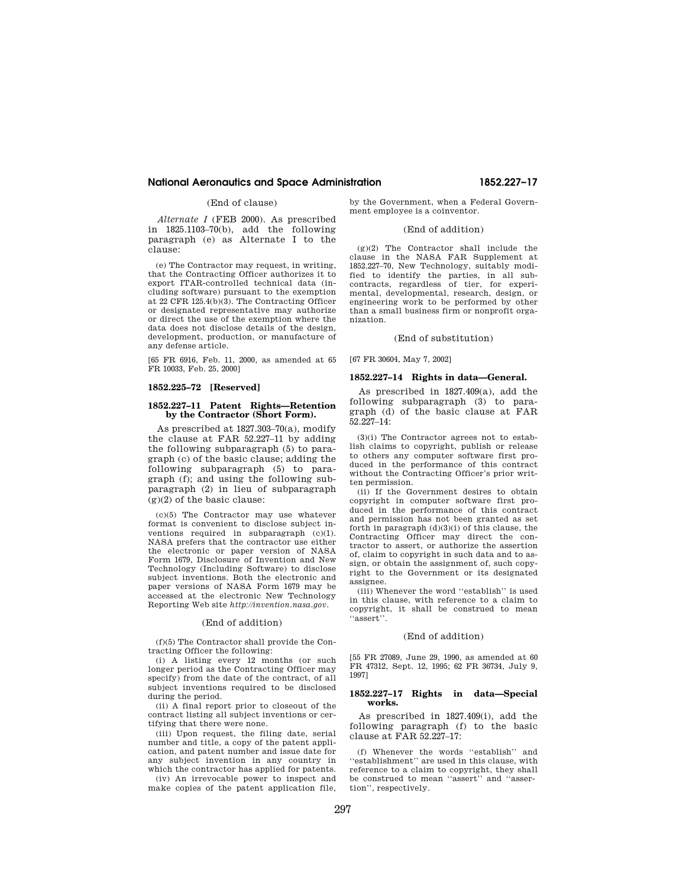(End of clause)

*Alternate I* (FEB 2000). As prescribed in 1825.1103–70(b), add the following paragraph (e) as Alternate I to the clause:

(e) The Contractor may request, in writing, that the Contracting Officer authorizes it to export ITAR-controlled technical data (including software) pursuant to the exemption at 22 CFR 125.4(b)(3). The Contracting Officer or designated representative may authorize or direct the use of the exemption where the data does not disclose details of the design, development, production, or manufacture of any defense article.

[65 FR 6916, Feb. 11, 2000, as amended at 65 FR 10033, Feb. 25, 2000]

### 1852.225–72 [Reserved]

### 1852.227–11 Patent Rights—Retention by the Contractor (Short Form).

As prescribed at 1827.303–70(a), modify the clause at FAR 52.227–11 by adding the following subparagraph (5) to paragraph (c) of the basic clause; adding the following subparagraph (5) to paragraph (f); and using the following subparagraph (2) in lieu of subparagraph (g)(2) of the basic clause:

(c)(5) The Contractor may use whatever format is convenient to disclose subject inventions required in subparagraph (c)(1). NASA prefers that the contractor use either the electronic or paper version of NASA Form 1679, Disclosure of Invention and New Technology (Including Software) to disclose subject inventions. Both the electronic and paper versions of NASA Form 1679 may be accessed at the electronic New Technology Reporting Web site *http://invention.nasa.gov*.

(End of addition)

(f)(5) The Contractor shall provide the Contracting Officer the following:

(i) A listing every 12 months (or such longer period as the Contracting Officer may specify) from the date of the contract, of all subject inventions required to be disclosed during the period.

(ii) A final report prior to closeout of the contract listing all subject inventions or certifying that there were none.

(iii) Upon request, the filing date, serial number and title, a copy of the patent application, and patent number and issue date for any subject invention in any country in which the contractor has applied for patents.

(iv) An irrevocable power to inspect and make copies of the patent application file, by the Government, when a Federal Government employee is a coinventor.

(End of addition)

(g)(2) The Contractor shall include the clause in the NASA FAR Supplement at 1852.227–70, New Technology, suitably modified to identify the parties, in all subcontracts, regardless of tier, for experimental, developmental, research, design, or engineering work to be performed by other than a small business firm or nonprofit organization.

(End of substitution)

[67 FR 30604, May 7, 2002]

### 1852.227–14 Rights in data—General.

As prescribed in 1827.409(a), add the following subparagraph (3) to paragraph (d) of the basic clause at FAR 52.227–14:

(3)(i) The Contractor agrees not to establish claims to copyright, publish or release to others any computer software first produced in the performance of this contract without the Contracting Officer's prior written permission.

(ii) If the Government desires to obtain copyright in computer software first produced in the performance of this contract and permission has not been granted as set forth in paragraph (d)(3)(i) of this clause, the Contracting Officer may direct the contractor to assert, or authorize the assertion of, claim to copyright in such data and to assign, or obtain the assignment of, such copyright to the Government or its designated assignee.

(iii) Whenever the word ''establish'' is used in this clause, with reference to a claim to copyright, it shall be construed to mean ''assert''.

(End of addition)

[55 FR 27089, June 29, 1990, as amended at 60 FR 47312, Sept. 12, 1995; 62 FR 36734, July 9, 1997]

### 1852.227–17 Rights in data—Special works.

As prescribed in 1827.409(i), add the following paragraph (f) to the basic clause at FAR 52.227–17:

(f) Whenever the words ''establish'' and ''establishment'' are used in this clause, with reference to a claim to copyright, they shall be construed to mean ''assert'' and ''assertion'', respectively.